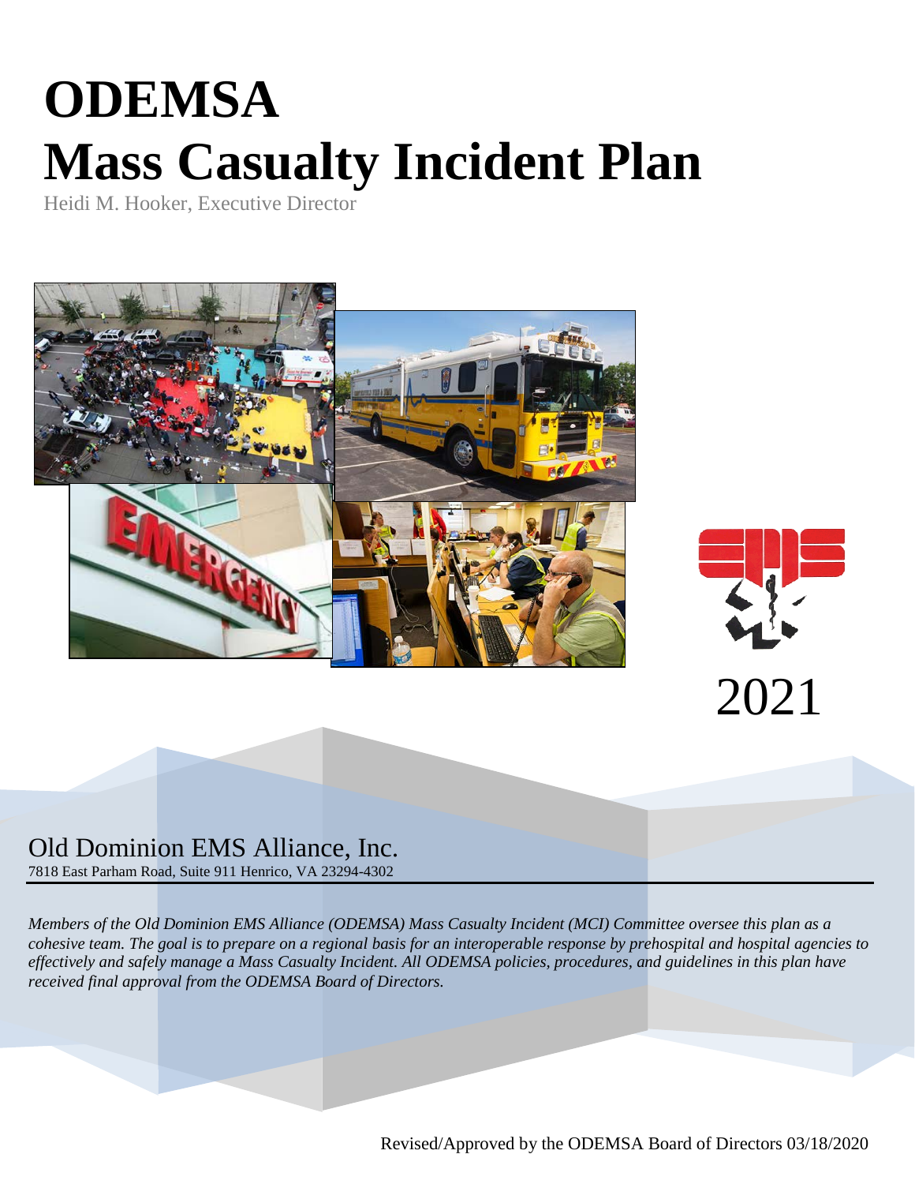# ODEMSA Mass Casualty Incident Plan

Heidi M. Hooker, Executive Director

2021

Old Dominion EMS Alliance, Inc.

7818 East Parham Road, Suite 911 Henrico, VA 23294-4302

*Members of the Old Dominion EMS Alliance (ODEMSA) Mass Casualty Incident (MCI) Committee oversee this plan as a cohesive team. The goal is to prepare on a regional basis for an interoperable response by prehospital and hospital agencies to effectively and safely manage a Mass Casualty Incident. All ODEMSA policies, procedures, and guidelines in this plan have received final approval from the ODEMSA Board of Directors.*

Revised/Approved by the ODEMSA Board of Directors 03/18/2020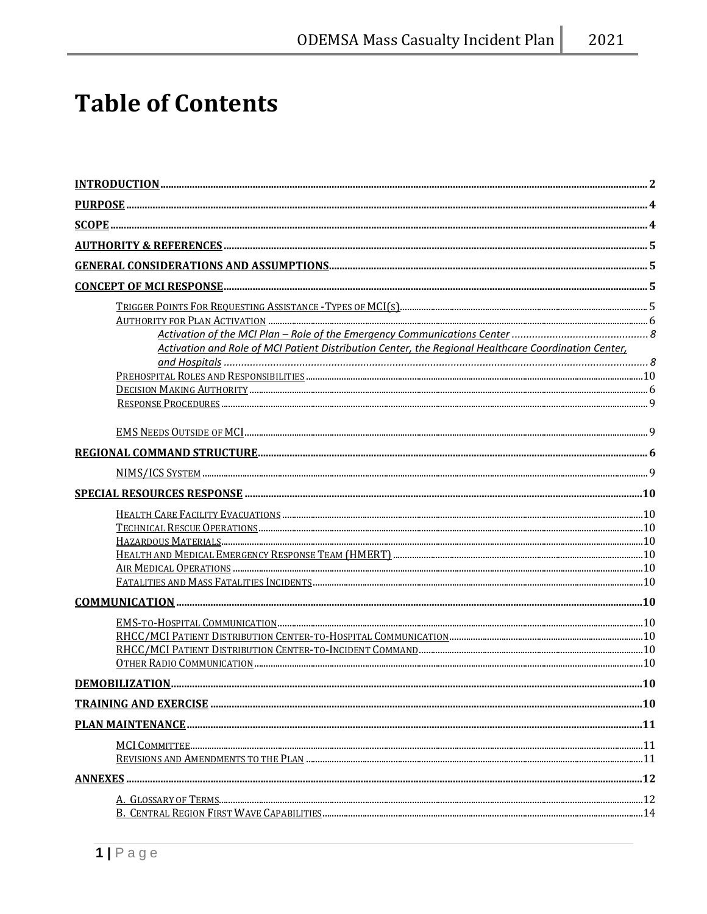# Table of Contents

**INTRODUCTION** .......... 2

**PURPOSE** .......... 4

**SCOPE** .......... 4

**AUTHORITY & REFERENCES** .......... 5

**GENERAL CONSIDERATIONS AND ASSUMPTIONS** .......... 5

**CONCEPT OF MCI RESPONSE** .......... 5

- TRIGGER POINTS FOR REQUESTING ASSISTANCE -TYPES OF MCI(S) .......... 5
- AUTHORITY FOR PLAN ACTIVATION .......... 6
  - *Activation of the MCI Plan – Role of the Emergency Communications Center* .......... 8
  - *Activation and Role of MCI Patient Distribution Center, the Regional Healthcare Coordination Center, and Hospitals* .......... 8
- PREHOSPITAL ROLES AND RESPONSIBILITIES .......... 10
- DECISION MAKING AUTHORITY .......... 6
- RESPONSE PROCEDURES .......... 9
- EMS NEEDS OUTSIDE OF MCI .......... 9

**REGIONAL COMMAND STRUCTURE** .......... 6

- NIMS/ICS SYSTEM .......... 9

**SPECIAL RESOURCES RESPONSE** .......... 10

- HEALTH CARE FACILITY EVACUATIONS .......... 10
- TECHNICAL RESCUE OPERATIONS .......... 10
- HAZARDOUS MATERIALS .......... 10
- HEALTH AND MEDICAL EMERGENCY RESPONSE TEAM (HMERT) .......... 10
- AIR MEDICAL OPERATIONS .......... 10
- FATALITIES AND MASS FATALITIES INCIDENTS .......... 10

**COMMUNICATION** .......... 10

- EMS-TO-HOSPITAL COMMUNICATION .......... 10
- RHCC/MCI PATIENT DISTRIBUTION CENTER-TO-HOSPITAL COMMUNICATION .......... 10
- RHCC/MCI PATIENT DISTRIBUTION CENTER-TO-INCIDENT COMMAND .......... 10
- OTHER RADIO COMMUNICATION .......... 10

**DEMOBILIZATION** .......... 10

**TRAINING AND EXERCISE** .......... 10

**PLAN MAINTENANCE** .......... 11

- MCI COMMITTEE .......... 11
- REVISIONS AND AMENDMENTS TO THE PLAN .......... 11

**ANNEXES** .......... 12

- A. GLOSSARY OF TERMS .......... 12
- B. CENTRAL REGION FIRST WAVE CAPABILITIES .......... 14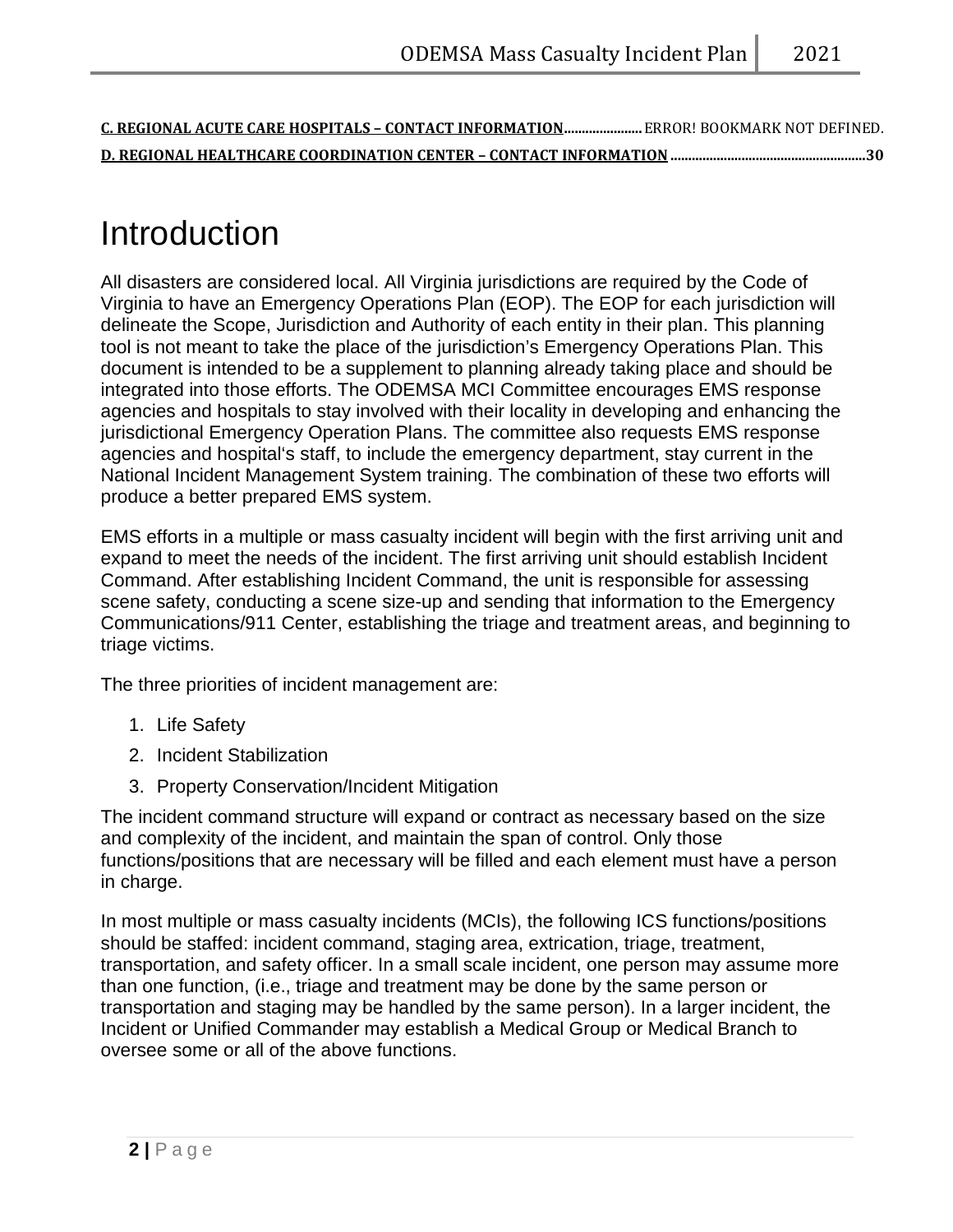**C. REGIONAL ACUTE CARE HOSPITALS – CONTACT INFORMATION**...................... ERROR! BOOKMARK NOT DEFINED.

**D. REGIONAL HEALTHCARE COORDINATION CENTER – CONTACT INFORMATION**......................................................**30**

# Introduction

All disasters are considered local. All Virginia jurisdictions are required by the Code of Virginia to have an Emergency Operations Plan (EOP). The EOP for each jurisdiction will delineate the Scope, Jurisdiction and Authority of each entity in their plan. This planning tool is not meant to take the place of the jurisdiction's Emergency Operations Plan. This document is intended to be a supplement to planning already taking place and should be integrated into those efforts. The ODEMSA MCI Committee encourages EMS response agencies and hospitals to stay involved with their locality in developing and enhancing the jurisdictional Emergency Operation Plans. The committee also requests EMS response agencies and hospital's staff, to include the emergency department, stay current in the National Incident Management System training. The combination of these two efforts will produce a better prepared EMS system.

EMS efforts in a multiple or mass casualty incident will begin with the first arriving unit and expand to meet the needs of the incident. The first arriving unit should establish Incident Command. After establishing Incident Command, the unit is responsible for assessing scene safety, conducting a scene size-up and sending that information to the Emergency Communications/911 Center, establishing the triage and treatment areas, and beginning to triage victims.

The three priorities of incident management are:

1. Life Safety
2. Incident Stabilization
3. Property Conservation/Incident Mitigation

The incident command structure will expand or contract as necessary based on the size and complexity of the incident, and maintain the span of control. Only those functions/positions that are necessary will be filled and each element must have a person in charge.

In most multiple or mass casualty incidents (MCIs), the following ICS functions/positions should be staffed: incident command, staging area, extrication, triage, treatment, transportation, and safety officer. In a small scale incident, one person may assume more than one function, (i.e., triage and treatment may be done by the same person or transportation and staging may be handled by the same person). In a larger incident, the Incident or Unified Commander may establish a Medical Group or Medical Branch to oversee some or all of the above functions.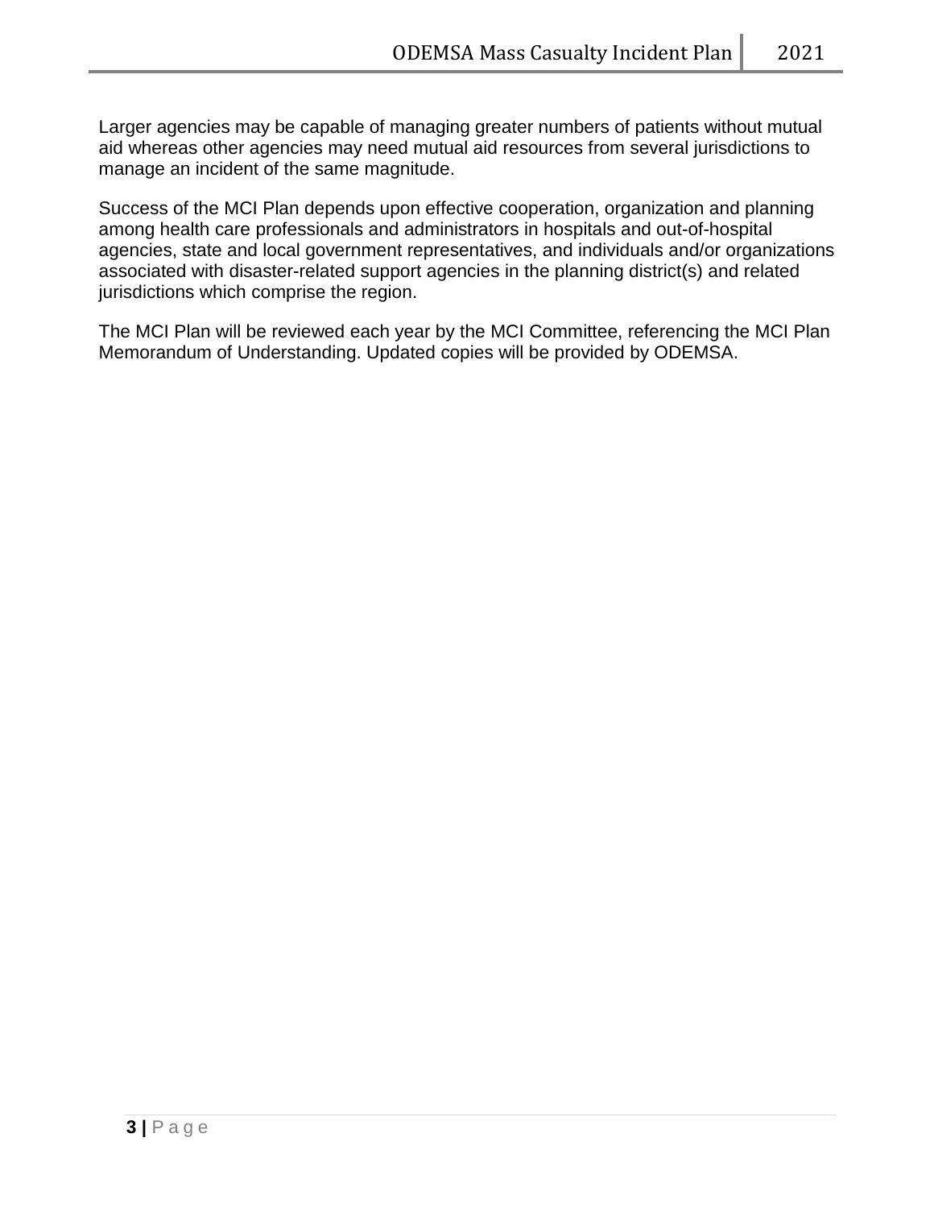Larger agencies may be capable of managing greater numbers of patients without mutual aid whereas other agencies may need mutual aid resources from several jurisdictions to manage an incident of the same magnitude.

Success of the MCI Plan depends upon effective cooperation, organization and planning among health care professionals and administrators in hospitals and out-of-hospital agencies, state and local government representatives, and individuals and/or organizations associated with disaster-related support agencies in the planning district(s) and related jurisdictions which comprise the region.

The MCI Plan will be reviewed each year by the MCI Committee, referencing the MCI Plan Memorandum of Understanding. Updated copies will be provided by ODEMSA.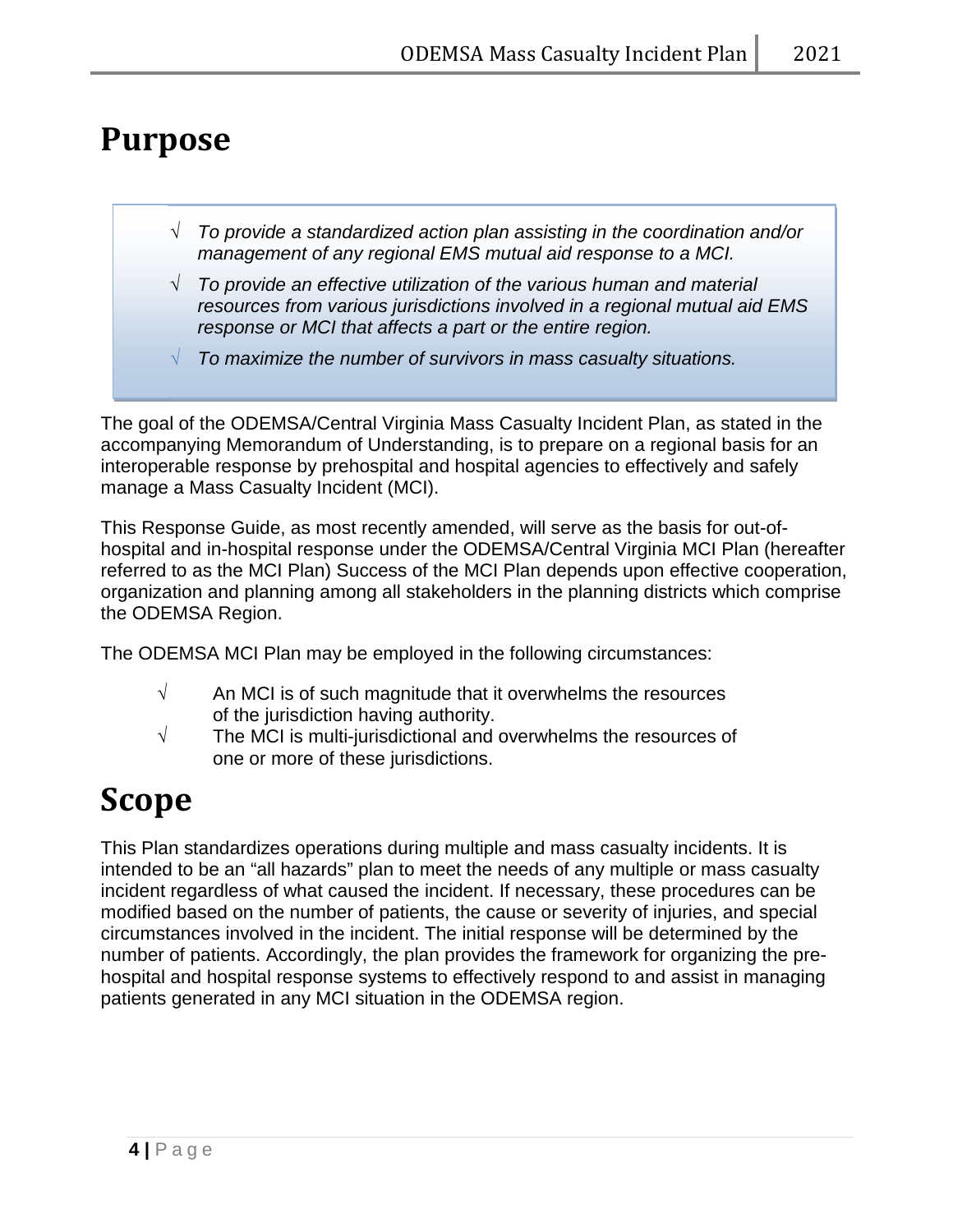# Purpose

- √ *To provide a standardized action plan assisting in the coordination and/or management of any regional EMS mutual aid response to a MCI.*
- √ *To provide an effective utilization of the various human and material resources from various jurisdictions involved in a regional mutual aid EMS response or MCI that affects a part or the entire region.*
- √ *To maximize the number of survivors in mass casualty situations.*

The goal of the ODEMSA/Central Virginia Mass Casualty Incident Plan, as stated in the accompanying Memorandum of Understanding, is to prepare on a regional basis for an interoperable response by prehospital and hospital agencies to effectively and safely manage a Mass Casualty Incident (MCI).

This Response Guide, as most recently amended, will serve as the basis for out-of-hospital and in-hospital response under the ODEMSA/Central Virginia MCI Plan (hereafter referred to as the MCI Plan) Success of the MCI Plan depends upon effective cooperation, organization and planning among all stakeholders in the planning districts which comprise the ODEMSA Region.

The ODEMSA MCI Plan may be employed in the following circumstances:

- √ An MCI is of such magnitude that it overwhelms the resources of the jurisdiction having authority.
- √ The MCI is multi-jurisdictional and overwhelms the resources of one or more of these jurisdictions.

# Scope

This Plan standardizes operations during multiple and mass casualty incidents. It is intended to be an "all hazards" plan to meet the needs of any multiple or mass casualty incident regardless of what caused the incident. If necessary, these procedures can be modified based on the number of patients, the cause or severity of injuries, and special circumstances involved in the incident. The initial response will be determined by the number of patients. Accordingly, the plan provides the framework for organizing the pre-hospital and hospital response systems to effectively respond to and assist in managing patients generated in any MCI situation in the ODEMSA region.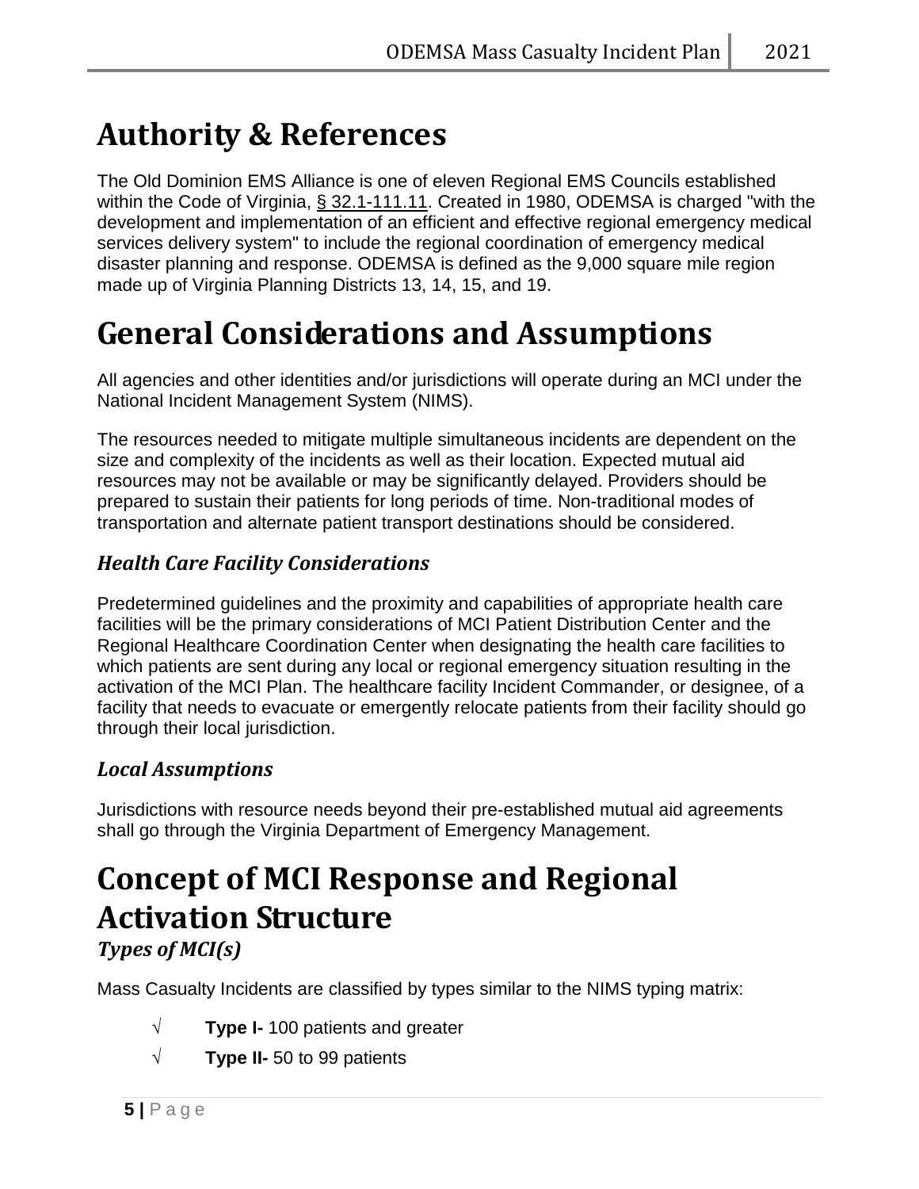# Authority & References

The Old Dominion EMS Alliance is one of eleven Regional EMS Councils established within the Code of Virginia, § 32.1-111.11. Created in 1980, ODEMSA is charged "with the development and implementation of an efficient and effective regional emergency medical services delivery system" to include the regional coordination of emergency medical disaster planning and response. ODEMSA is defined as the 9,000 square mile region made up of Virginia Planning Districts 13, 14, 15, and 19.

# General Considerations and Assumptions

All agencies and other identities and/or jurisdictions will operate during an MCI under the National Incident Management System (NIMS).

The resources needed to mitigate multiple simultaneous incidents are dependent on the size and complexity of the incidents as well as their location. Expected mutual aid resources may not be available or may be significantly delayed. Providers should be prepared to sustain their patients for long periods of time. Non-traditional modes of transportation and alternate patient transport destinations should be considered.

## *Health Care Facility Considerations*

Predetermined guidelines and the proximity and capabilities of appropriate health care facilities will be the primary considerations of MCI Patient Distribution Center and the Regional Healthcare Coordination Center when designating the health care facilities to which patients are sent during any local or regional emergency situation resulting in the activation of the MCI Plan. The healthcare facility Incident Commander, or designee, of a facility that needs to evacuate or emergently relocate patients from their facility should go through their local jurisdiction.

## *Local Assumptions*

Jurisdictions with resource needs beyond their pre-established mutual aid agreements shall go through the Virginia Department of Emergency Management.

# Concept of MCI Response and Regional Activation Structure

## *Types of MCI(s)*

Mass Casualty Incidents are classified by types similar to the NIMS typing matrix:

- √ **Type I-** 100 patients and greater
- √ **Type II-** 50 to 99 patients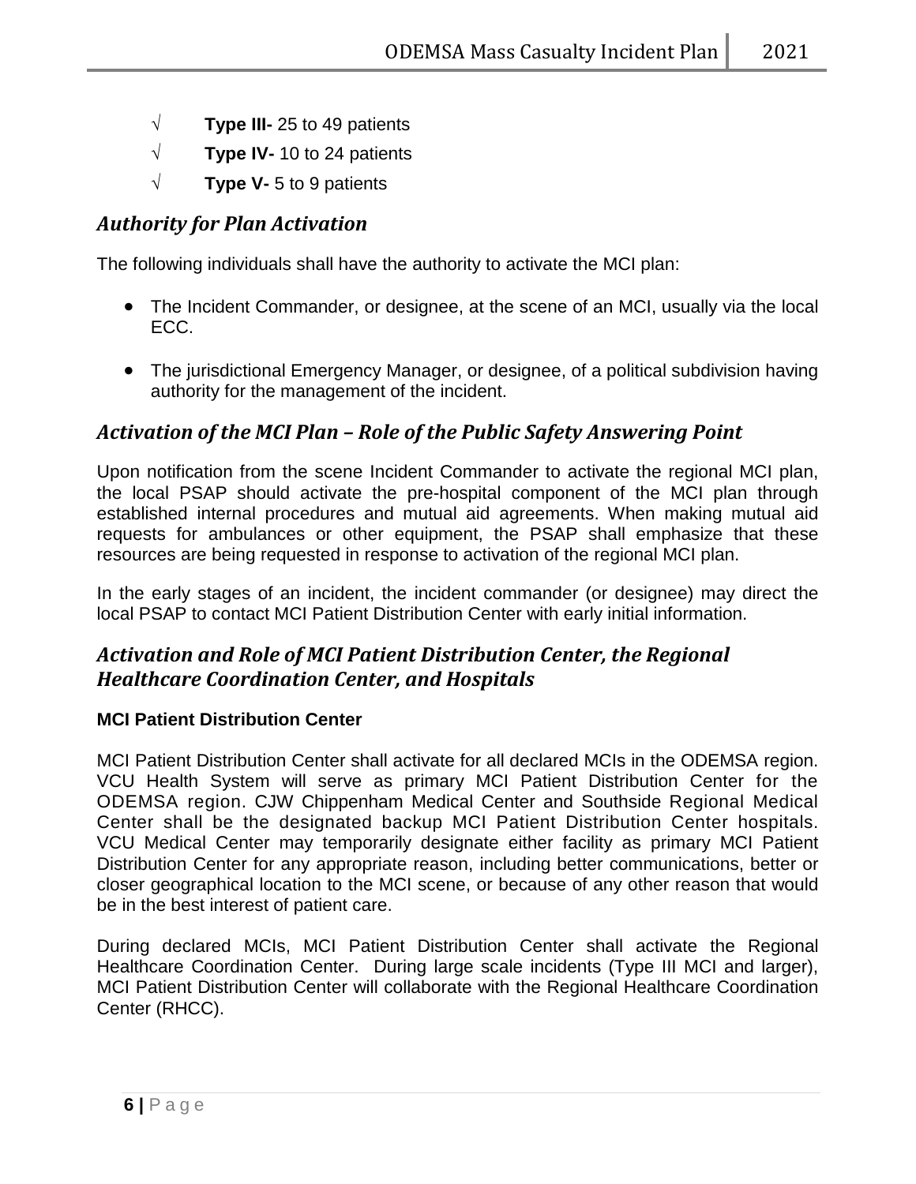- √ **Type III-** 25 to 49 patients
- √ **Type IV-** 10 to 24 patients
- √ **Type V-** 5 to 9 patients

## *Authority for Plan Activation*

The following individuals shall have the authority to activate the MCI plan:

- The Incident Commander, or designee, at the scene of an MCI, usually via the local ECC.
- The jurisdictional Emergency Manager, or designee, of a political subdivision having authority for the management of the incident.

## *Activation of the MCI Plan – Role of the Public Safety Answering Point*

Upon notification from the scene Incident Commander to activate the regional MCI plan, the local PSAP should activate the pre-hospital component of the MCI plan through established internal procedures and mutual aid agreements. When making mutual aid requests for ambulances or other equipment, the PSAP shall emphasize that these resources are being requested in response to activation of the regional MCI plan.

In the early stages of an incident, the incident commander (or designee) may direct the local PSAP to contact MCI Patient Distribution Center with early initial information.

## *Activation and Role of MCI Patient Distribution Center, the Regional Healthcare Coordination Center, and Hospitals*

### MCI Patient Distribution Center

MCI Patient Distribution Center shall activate for all declared MCIs in the ODEMSA region. VCU Health System will serve as primary MCI Patient Distribution Center for the ODEMSA region. CJW Chippenham Medical Center and Southside Regional Medical Center shall be the designated backup MCI Patient Distribution Center hospitals. VCU Medical Center may temporarily designate either facility as primary MCI Patient Distribution Center for any appropriate reason, including better communications, better or closer geographical location to the MCI scene, or because of any other reason that would be in the best interest of patient care.

During declared MCIs, MCI Patient Distribution Center shall activate the Regional Healthcare Coordination Center. During large scale incidents (Type III MCI and larger), MCI Patient Distribution Center will collaborate with the Regional Healthcare Coordination Center (RHCC).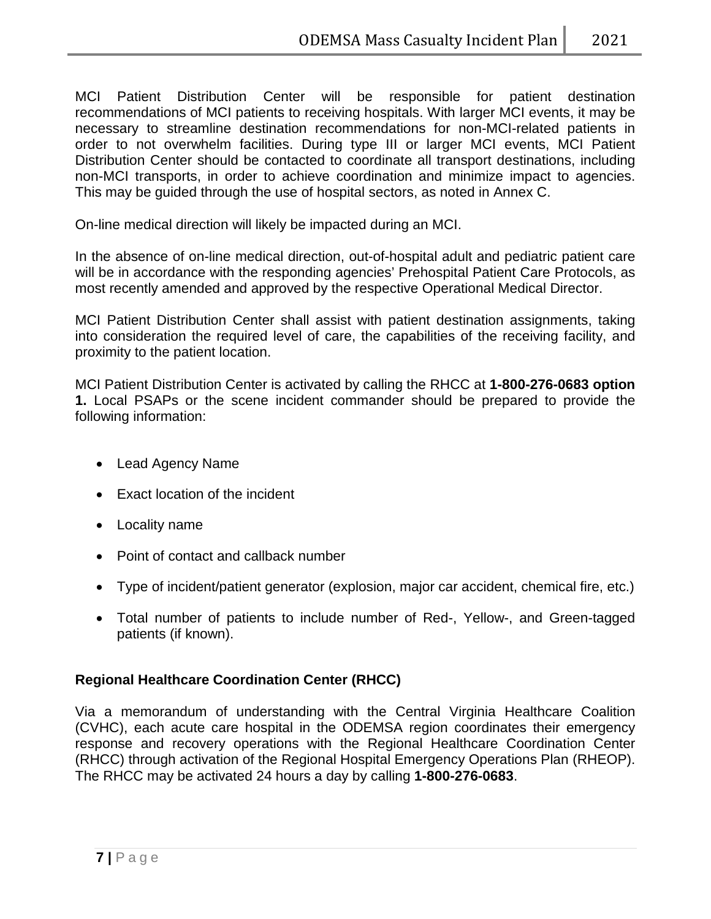MCI Patient Distribution Center will be responsible for patient destination recommendations of MCI patients to receiving hospitals. With larger MCI events, it may be necessary to streamline destination recommendations for non-MCI-related patients in order to not overwhelm facilities. During type III or larger MCI events, MCI Patient Distribution Center should be contacted to coordinate all transport destinations, including non-MCI transports, in order to achieve coordination and minimize impact to agencies. This may be guided through the use of hospital sectors, as noted in Annex C.

On-line medical direction will likely be impacted during an MCI.

In the absence of on-line medical direction, out-of-hospital adult and pediatric patient care will be in accordance with the responding agencies' Prehospital Patient Care Protocols, as most recently amended and approved by the respective Operational Medical Director.

MCI Patient Distribution Center shall assist with patient destination assignments, taking into consideration the required level of care, the capabilities of the receiving facility, and proximity to the patient location.

MCI Patient Distribution Center is activated by calling the RHCC at **1-800-276-0683 option 1.** Local PSAPs or the scene incident commander should be prepared to provide the following information:

- Lead Agency Name
- Exact location of the incident
- Locality name
- Point of contact and callback number
- Type of incident/patient generator (explosion, major car accident, chemical fire, etc.)
- Total number of patients to include number of Red-, Yellow-, and Green-tagged patients (if known).

**Regional Healthcare Coordination Center (RHCC)**

Via a memorandum of understanding with the Central Virginia Healthcare Coalition (CVHC), each acute care hospital in the ODEMSA region coordinates their emergency response and recovery operations with the Regional Healthcare Coordination Center (RHCC) through activation of the Regional Hospital Emergency Operations Plan (RHEOP). The RHCC may be activated 24 hours a day by calling **1-800-276-0683**.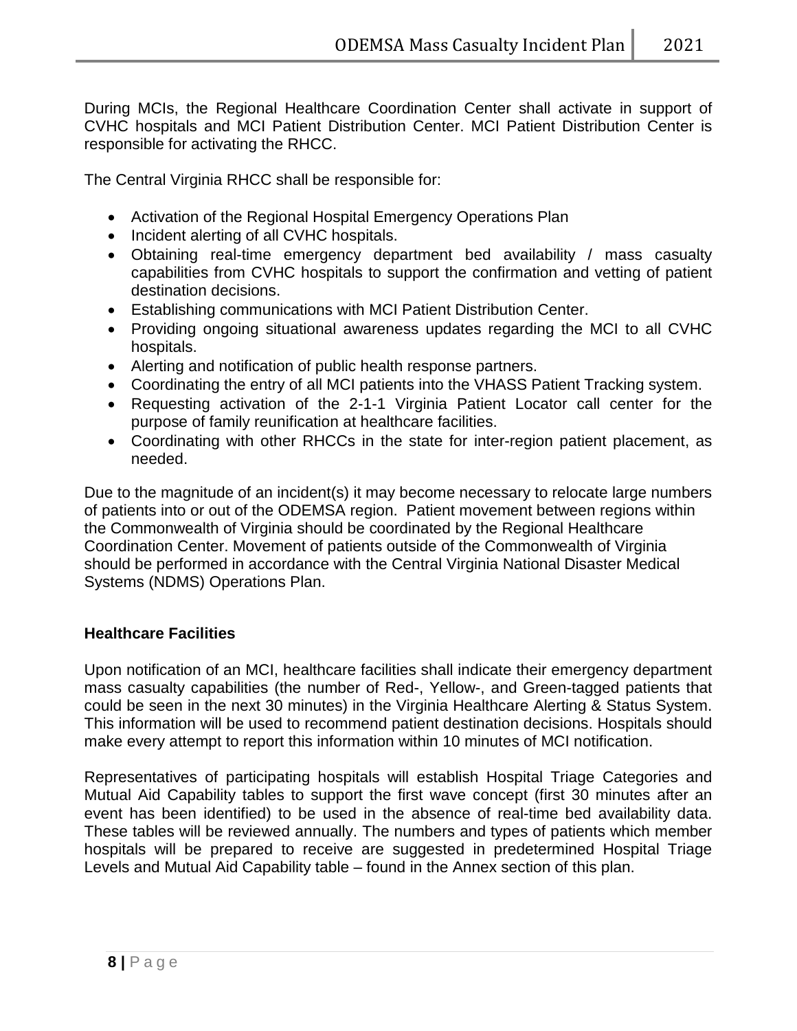During MCIs, the Regional Healthcare Coordination Center shall activate in support of CVHC hospitals and MCI Patient Distribution Center. MCI Patient Distribution Center is responsible for activating the RHCC.

The Central Virginia RHCC shall be responsible for:

- Activation of the Regional Hospital Emergency Operations Plan
- Incident alerting of all CVHC hospitals.
- Obtaining real-time emergency department bed availability / mass casualty capabilities from CVHC hospitals to support the confirmation and vetting of patient destination decisions.
- Establishing communications with MCI Patient Distribution Center.
- Providing ongoing situational awareness updates regarding the MCI to all CVHC hospitals.
- Alerting and notification of public health response partners.
- Coordinating the entry of all MCI patients into the VHASS Patient Tracking system.
- Requesting activation of the 2-1-1 Virginia Patient Locator call center for the purpose of family reunification at healthcare facilities.
- Coordinating with other RHCCs in the state for inter-region patient placement, as needed.

Due to the magnitude of an incident(s) it may become necessary to relocate large numbers of patients into or out of the ODEMSA region. Patient movement between regions within the Commonwealth of Virginia should be coordinated by the Regional Healthcare Coordination Center. Movement of patients outside of the Commonwealth of Virginia should be performed in accordance with the Central Virginia National Disaster Medical Systems (NDMS) Operations Plan.

### Healthcare Facilities

Upon notification of an MCI, healthcare facilities shall indicate their emergency department mass casualty capabilities (the number of Red-, Yellow-, and Green-tagged patients that could be seen in the next 30 minutes) in the Virginia Healthcare Alerting & Status System. This information will be used to recommend patient destination decisions. Hospitals should make every attempt to report this information within 10 minutes of MCI notification.

Representatives of participating hospitals will establish Hospital Triage Categories and Mutual Aid Capability tables to support the first wave concept (first 30 minutes after an event has been identified) to be used in the absence of real-time bed availability data. These tables will be reviewed annually. The numbers and types of patients which member hospitals will be prepared to receive are suggested in predetermined Hospital Triage Levels and Mutual Aid Capability table – found in the Annex section of this plan.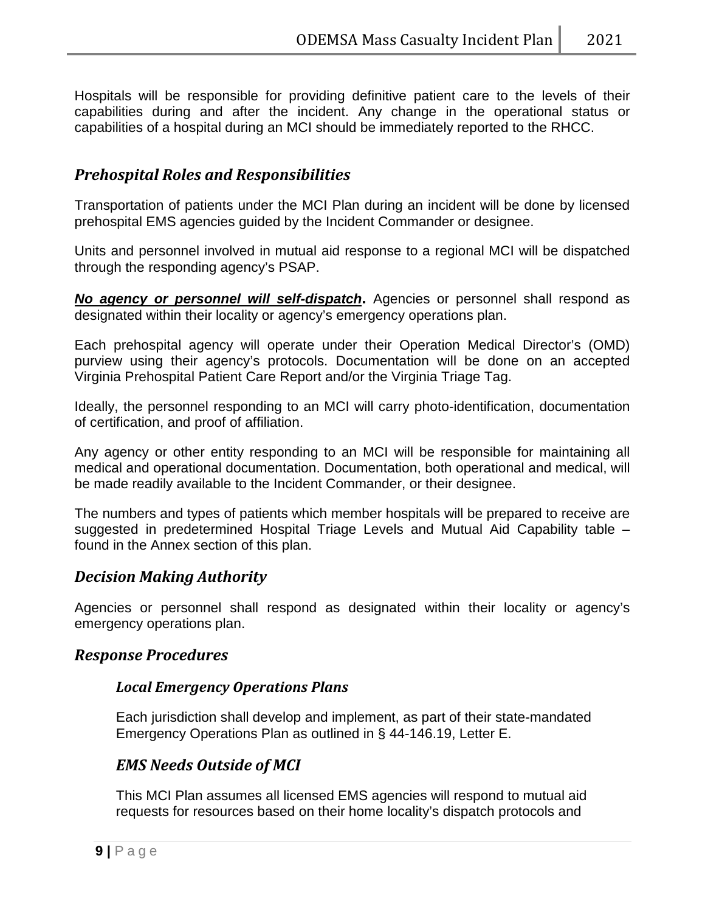Hospitals will be responsible for providing definitive patient care to the levels of their capabilities during and after the incident. Any change in the operational status or capabilities of a hospital during an MCI should be immediately reported to the RHCC.

## *Prehospital Roles and Responsibilities*

Transportation of patients under the MCI Plan during an incident will be done by licensed prehospital EMS agencies guided by the Incident Commander or designee.

Units and personnel involved in mutual aid response to a regional MCI will be dispatched through the responding agency's PSAP.

***No agency or personnel will self-dispatch*****.** Agencies or personnel shall respond as designated within their locality or agency's emergency operations plan.

Each prehospital agency will operate under their Operation Medical Director's (OMD) purview using their agency's protocols. Documentation will be done on an accepted Virginia Prehospital Patient Care Report and/or the Virginia Triage Tag.

Ideally, the personnel responding to an MCI will carry photo-identification, documentation of certification, and proof of affiliation.

Any agency or other entity responding to an MCI will be responsible for maintaining all medical and operational documentation. Documentation, both operational and medical, will be made readily available to the Incident Commander, or their designee.

The numbers and types of patients which member hospitals will be prepared to receive are suggested in predetermined Hospital Triage Levels and Mutual Aid Capability table – found in the Annex section of this plan.

## *Decision Making Authority*

Agencies or personnel shall respond as designated within their locality or agency's emergency operations plan.

## *Response Procedures*

### *Local Emergency Operations Plans*

Each jurisdiction shall develop and implement, as part of their state-mandated Emergency Operations Plan as outlined in § 44-146.19, Letter E.

### *EMS Needs Outside of MCI*

This MCI Plan assumes all licensed EMS agencies will respond to mutual aid requests for resources based on their home locality's dispatch protocols and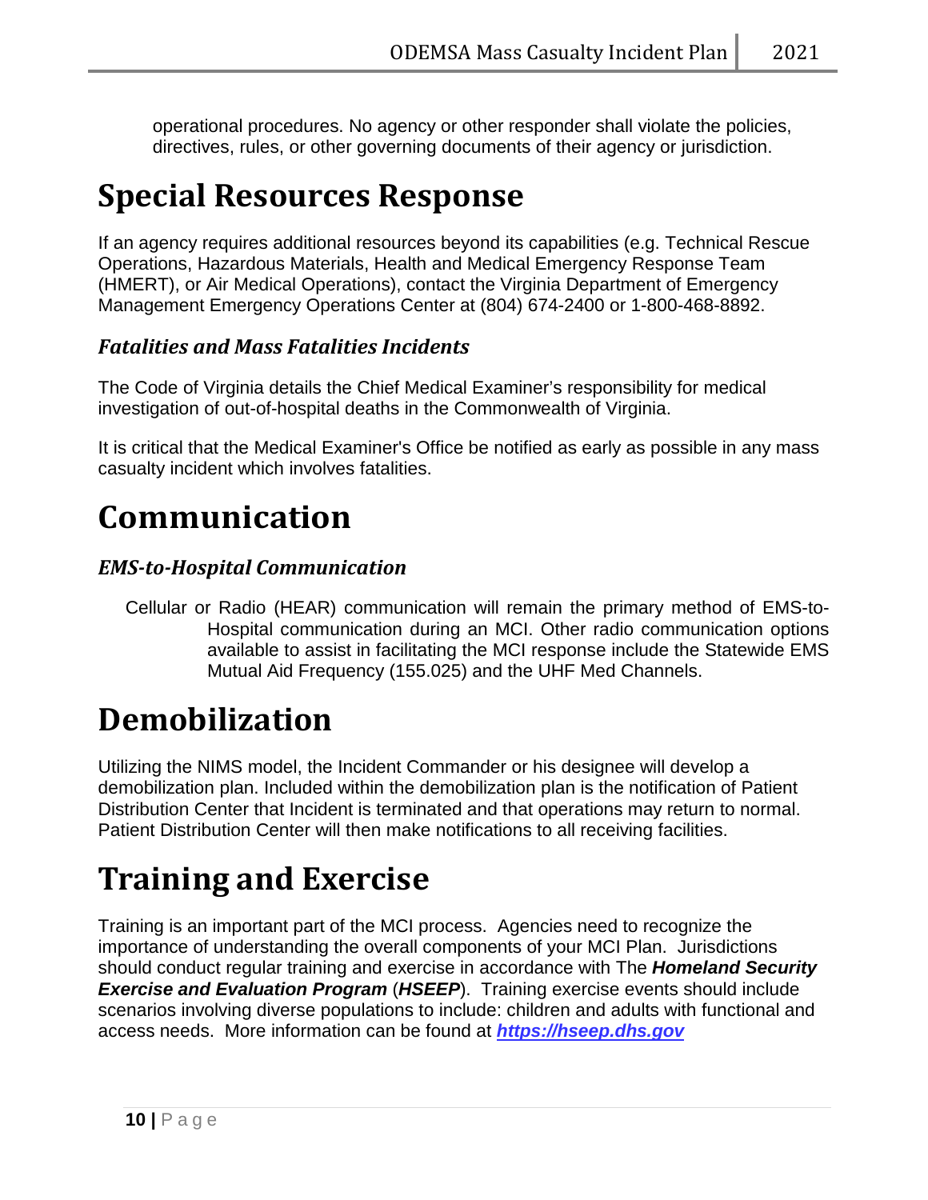operational procedures. No agency or other responder shall violate the policies, directives, rules, or other governing documents of their agency or jurisdiction.

# Special Resources Response

If an agency requires additional resources beyond its capabilities (e.g. Technical Rescue Operations, Hazardous Materials, Health and Medical Emergency Response Team (HMERT), or Air Medical Operations), contact the Virginia Department of Emergency Management Emergency Operations Center at (804) 674-2400 or 1-800-468-8892.

### *Fatalities and Mass Fatalities Incidents*

The Code of Virginia details the Chief Medical Examiner's responsibility for medical investigation of out-of-hospital deaths in the Commonwealth of Virginia.

It is critical that the Medical Examiner's Office be notified as early as possible in any mass casualty incident which involves fatalities.

# Communication

### *EMS-to-Hospital Communication*

Cellular or Radio (HEAR) communication will remain the primary method of EMS-to-Hospital communication during an MCI. Other radio communication options available to assist in facilitating the MCI response include the Statewide EMS Mutual Aid Frequency (155.025) and the UHF Med Channels.

# Demobilization

Utilizing the NIMS model, the Incident Commander or his designee will develop a demobilization plan. Included within the demobilization plan is the notification of Patient Distribution Center that Incident is terminated and that operations may return to normal. Patient Distribution Center will then make notifications to all receiving facilities.

# Training and Exercise

Training is an important part of the MCI process. Agencies need to recognize the importance of understanding the overall components of your MCI Plan. Jurisdictions should conduct regular training and exercise in accordance with The ***Homeland Security Exercise and Evaluation Program*** (***HSEEP***). Training exercise events should include scenarios involving diverse populations to include: children and adults with functional and access needs. More information can be found at ***https://hseep.dhs.gov***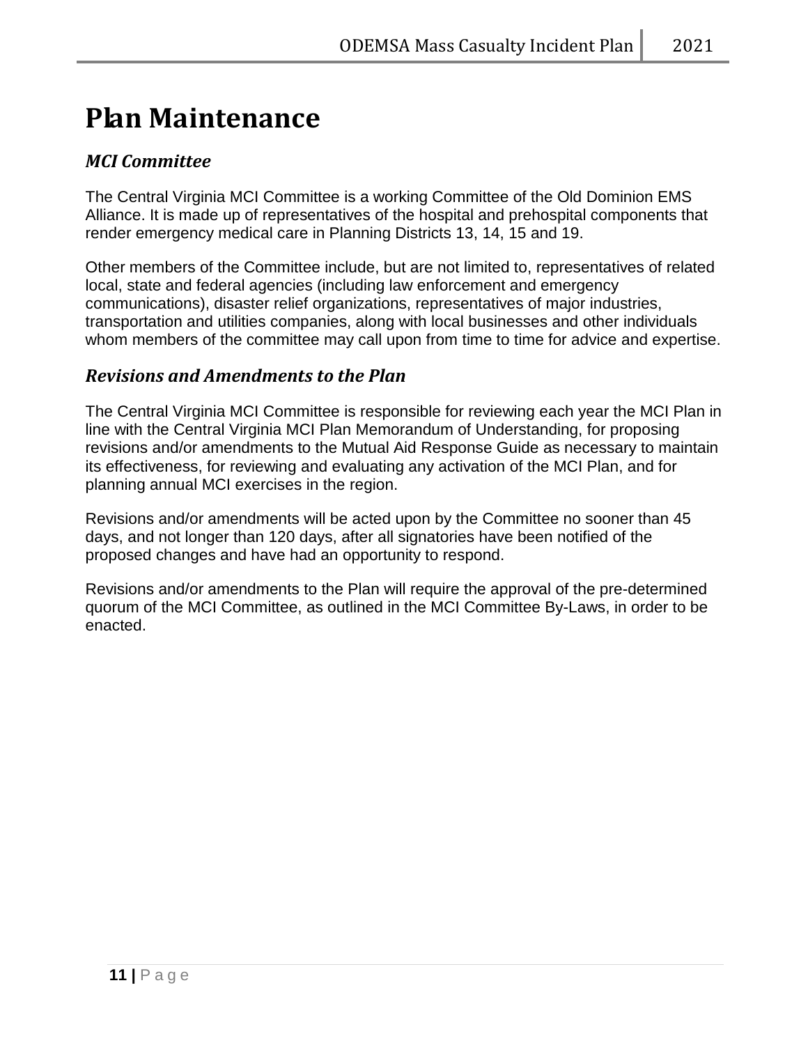# Plan Maintenance

## *MCI Committee*

The Central Virginia MCI Committee is a working Committee of the Old Dominion EMS Alliance. It is made up of representatives of the hospital and prehospital components that render emergency medical care in Planning Districts 13, 14, 15 and 19.

Other members of the Committee include, but are not limited to, representatives of related local, state and federal agencies (including law enforcement and emergency communications), disaster relief organizations, representatives of major industries, transportation and utilities companies, along with local businesses and other individuals whom members of the committee may call upon from time to time for advice and expertise.

## *Revisions and Amendments to the Plan*

The Central Virginia MCI Committee is responsible for reviewing each year the MCI Plan in line with the Central Virginia MCI Plan Memorandum of Understanding, for proposing revisions and/or amendments to the Mutual Aid Response Guide as necessary to maintain its effectiveness, for reviewing and evaluating any activation of the MCI Plan, and for planning annual MCI exercises in the region.

Revisions and/or amendments will be acted upon by the Committee no sooner than 45 days, and not longer than 120 days, after all signatories have been notified of the proposed changes and have had an opportunity to respond.

Revisions and/or amendments to the Plan will require the approval of the pre-determined quorum of the MCI Committee, as outlined in the MCI Committee By-Laws, in order to be enacted.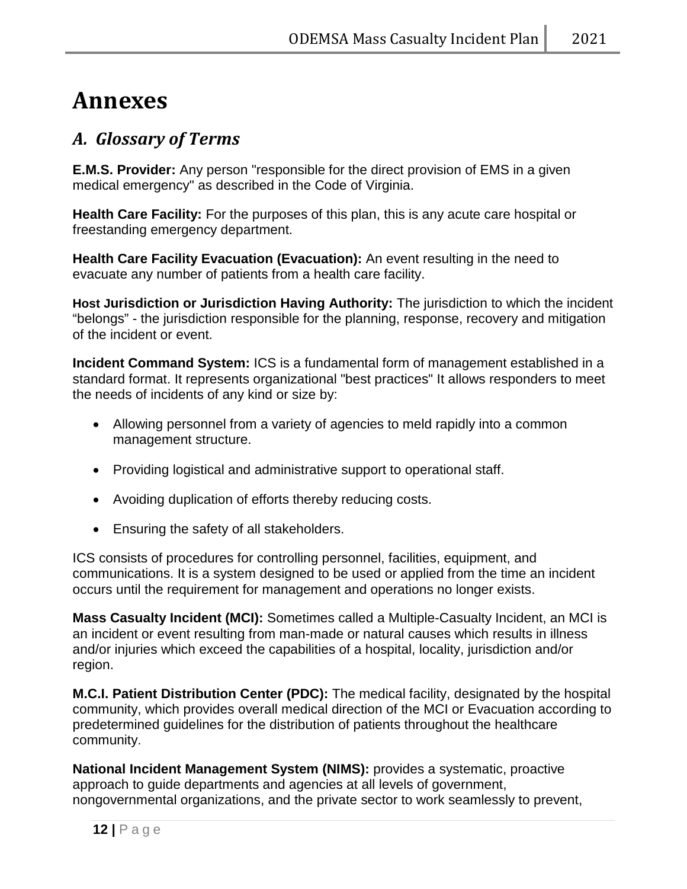# Annexes

## A. Glossary of Terms

**E.M.S. Provider:** Any person "responsible for the direct provision of EMS in a given medical emergency" as described in the Code of Virginia.

**Health Care Facility:** For the purposes of this plan, this is any acute care hospital or freestanding emergency department.

**Health Care Facility Evacuation (Evacuation):** An event resulting in the need to evacuate any number of patients from a health care facility.

**Host Jurisdiction or Jurisdiction Having Authority:** The jurisdiction to which the incident "belongs" - the jurisdiction responsible for the planning, response, recovery and mitigation of the incident or event.

**Incident Command System:** ICS is a fundamental form of management established in a standard format. It represents organizational "best practices" It allows responders to meet the needs of incidents of any kind or size by:

- Allowing personnel from a variety of agencies to meld rapidly into a common management structure.
- Providing logistical and administrative support to operational staff.
- Avoiding duplication of efforts thereby reducing costs.
- Ensuring the safety of all stakeholders.

ICS consists of procedures for controlling personnel, facilities, equipment, and communications. It is a system designed to be used or applied from the time an incident occurs until the requirement for management and operations no longer exists.

**Mass Casualty Incident (MCI):** Sometimes called a Multiple-Casualty Incident, an MCI is an incident or event resulting from man-made or natural causes which results in illness and/or injuries which exceed the capabilities of a hospital, locality, jurisdiction and/or region.

**M.C.I. Patient Distribution Center (PDC):** The medical facility, designated by the hospital community, which provides overall medical direction of the MCI or Evacuation according to predetermined guidelines for the distribution of patients throughout the healthcare community.

**National Incident Management System (NIMS):** provides a systematic, proactive approach to guide departments and agencies at all levels of government, nongovernmental organizations, and the private sector to work seamlessly to prevent,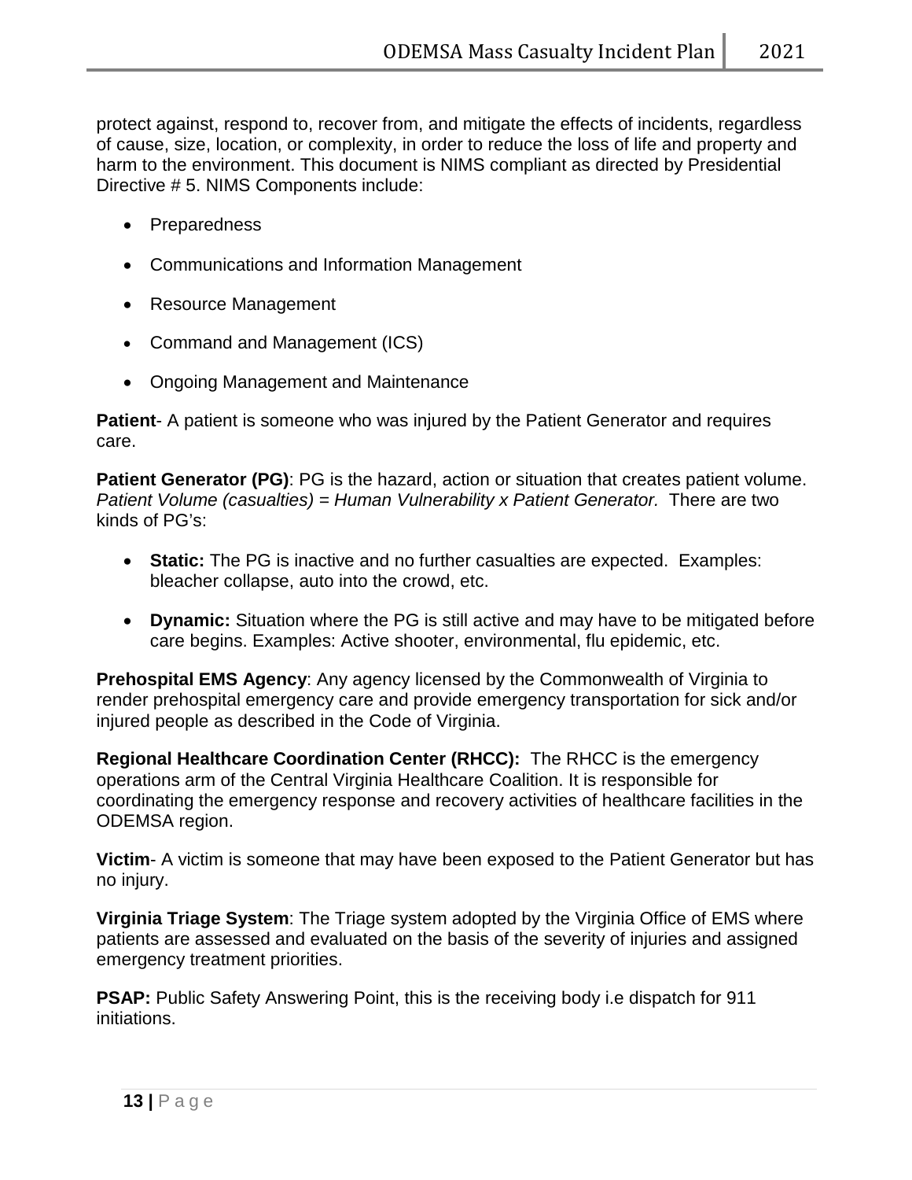protect against, respond to, recover from, and mitigate the effects of incidents, regardless of cause, size, location, or complexity, in order to reduce the loss of life and property and harm to the environment. This document is NIMS compliant as directed by Presidential Directive # 5. NIMS Components include:

- Preparedness
- Communications and Information Management
- Resource Management
- Command and Management (ICS)
- Ongoing Management and Maintenance

**Patient**- A patient is someone who was injured by the Patient Generator and requires care.

**Patient Generator (PG)**: PG is the hazard, action or situation that creates patient volume. *Patient Volume (casualties) = Human Vulnerability x Patient Generator.* There are two kinds of PG's:

- **Static:** The PG is inactive and no further casualties are expected. Examples: bleacher collapse, auto into the crowd, etc.
- **Dynamic:** Situation where the PG is still active and may have to be mitigated before care begins. Examples: Active shooter, environmental, flu epidemic, etc.

**Prehospital EMS Agency**: Any agency licensed by the Commonwealth of Virginia to render prehospital emergency care and provide emergency transportation for sick and/or injured people as described in the Code of Virginia.

**Regional Healthcare Coordination Center (RHCC):** The RHCC is the emergency operations arm of the Central Virginia Healthcare Coalition. It is responsible for coordinating the emergency response and recovery activities of healthcare facilities in the ODEMSA region.

**Victim**- A victim is someone that may have been exposed to the Patient Generator but has no injury.

**Virginia Triage System**: The Triage system adopted by the Virginia Office of EMS where patients are assessed and evaluated on the basis of the severity of injuries and assigned emergency treatment priorities.

**PSAP:** Public Safety Answering Point, this is the receiving body i.e dispatch for 911 initiations.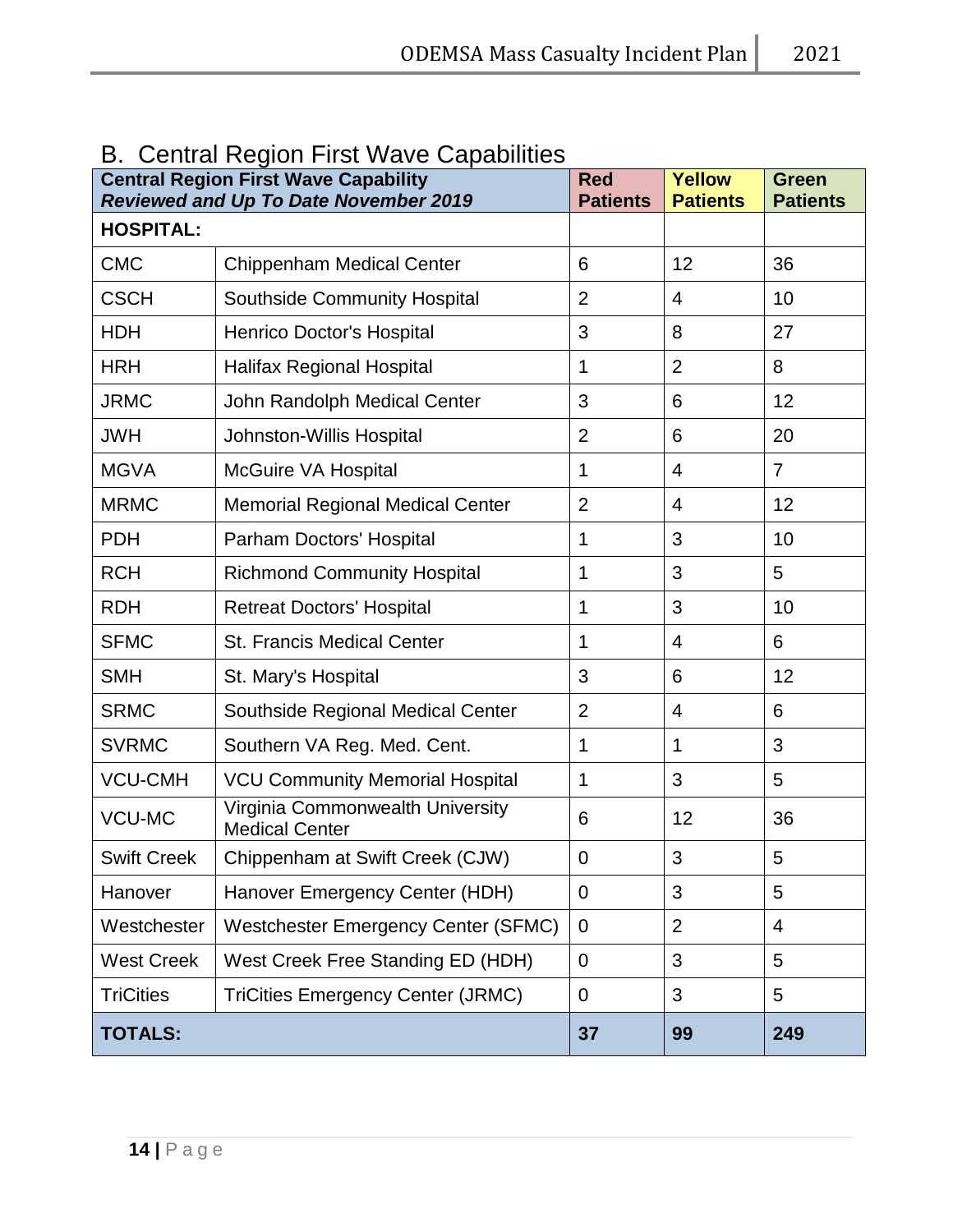## B. Central Region First Wave Capabilities

| **Central Region First Wave Capability** ***Reviewed and Up To Date November 2019*** | | **Red Patients** | **Yellow Patients** | **Green Patients** |
|---|---|---|---|---|
| **HOSPITAL:** | | | | |
| CMC | Chippenham Medical Center | 6 | 12 | 36 |
| CSCH | Southside Community Hospital | 2 | 4 | 10 |
| HDH | Henrico Doctor's Hospital | 3 | 8 | 27 |
| HRH | Halifax Regional Hospital | 1 | 2 | 8 |
| JRMC | John Randolph Medical Center | 3 | 6 | 12 |
| JWH | Johnston-Willis Hospital | 2 | 6 | 20 |
| MGVA | McGuire VA Hospital | 1 | 4 | 7 |
| MRMC | Memorial Regional Medical Center | 2 | 4 | 12 |
| PDH | Parham Doctors' Hospital | 1 | 3 | 10 |
| RCH | Richmond Community Hospital | 1 | 3 | 5 |
| RDH | Retreat Doctors' Hospital | 1 | 3 | 10 |
| SFMC | St. Francis Medical Center | 1 | 4 | 6 |
| SMH | St. Mary's Hospital | 3 | 6 | 12 |
| SRMC | Southside Regional Medical Center | 2 | 4 | 6 |
| SVRMC | Southern VA Reg. Med. Cent. | 1 | 1 | 3 |
| VCU-CMH | VCU Community Memorial Hospital | 1 | 3 | 5 |
| VCU-MC | Virginia Commonwealth University Medical Center | 6 | 12 | 36 |
| Swift Creek | Chippenham at Swift Creek (CJW) | 0 | 3 | 5 |
| Hanover | Hanover Emergency Center (HDH) | 0 | 3 | 5 |
| Westchester | Westchester Emergency Center (SFMC) | 0 | 2 | 4 |
| West Creek | West Creek Free Standing ED (HDH) | 0 | 3 | 5 |
| TriCities | TriCities Emergency Center (JRMC) | 0 | 3 | 5 |
| **TOTALS:** | | **37** | **99** | **249** |